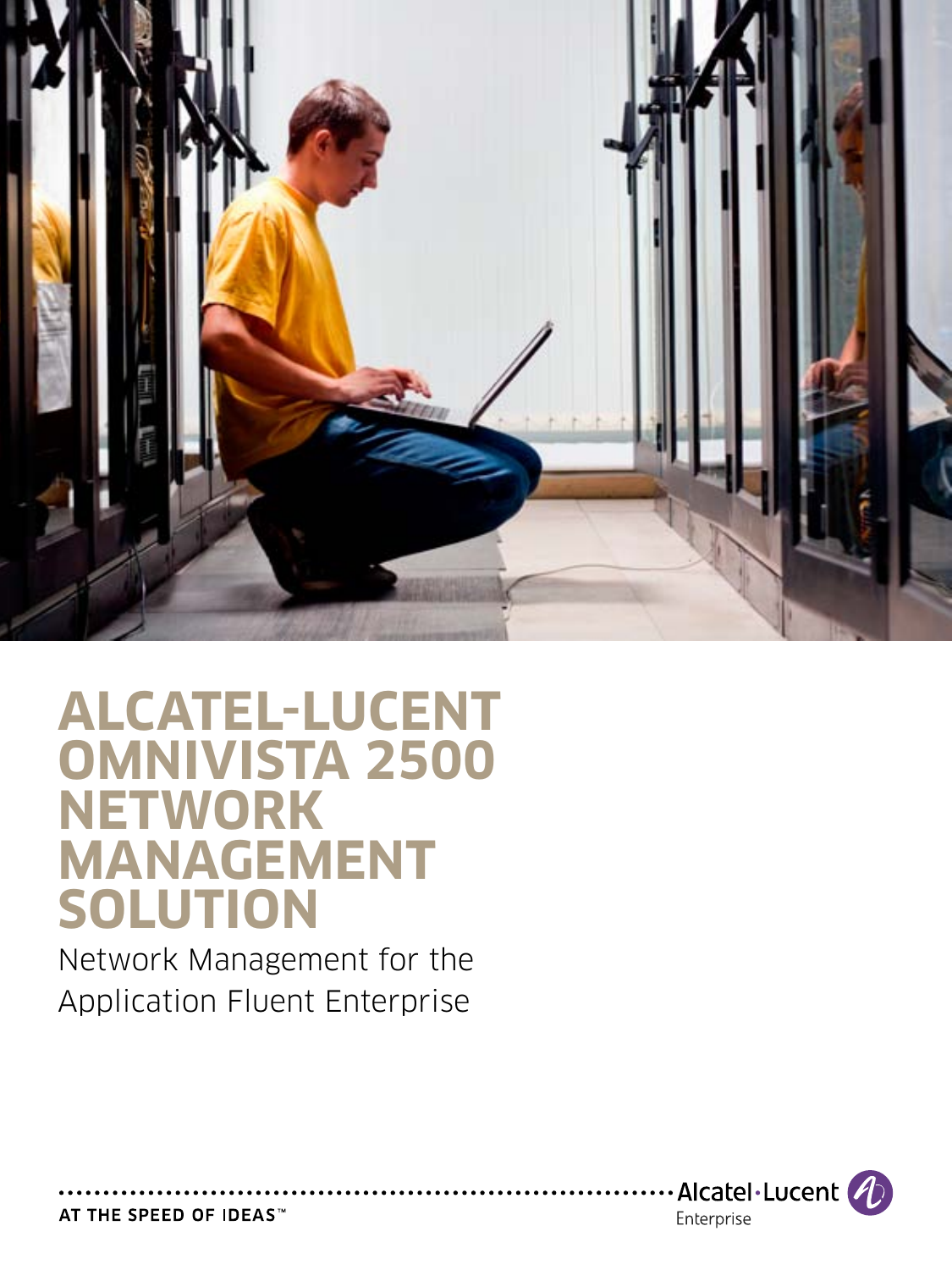# ALCATEL-LUCENT OMNIVISTA 2500 NETWORK MANAGEMENT SOLUTION

Network Management for the Application Fluent Enterprise

AT THE SPEED OF IDEAS™

Alcatel·Lucent Enterprise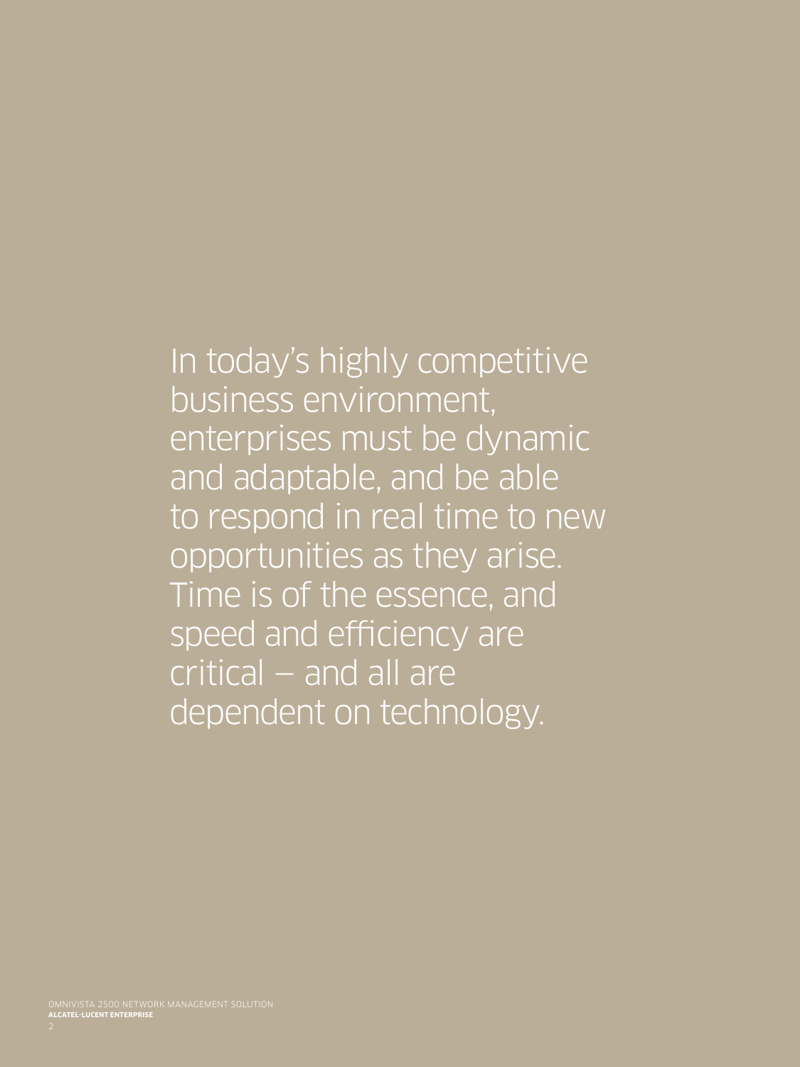In today's highly competitive business environment, enterprises must be dynamic and adaptable, and be able to respond in real time to new opportunities as they arise. Time is of the essence, and speed and efficiency are critical — and all are dependent on technology.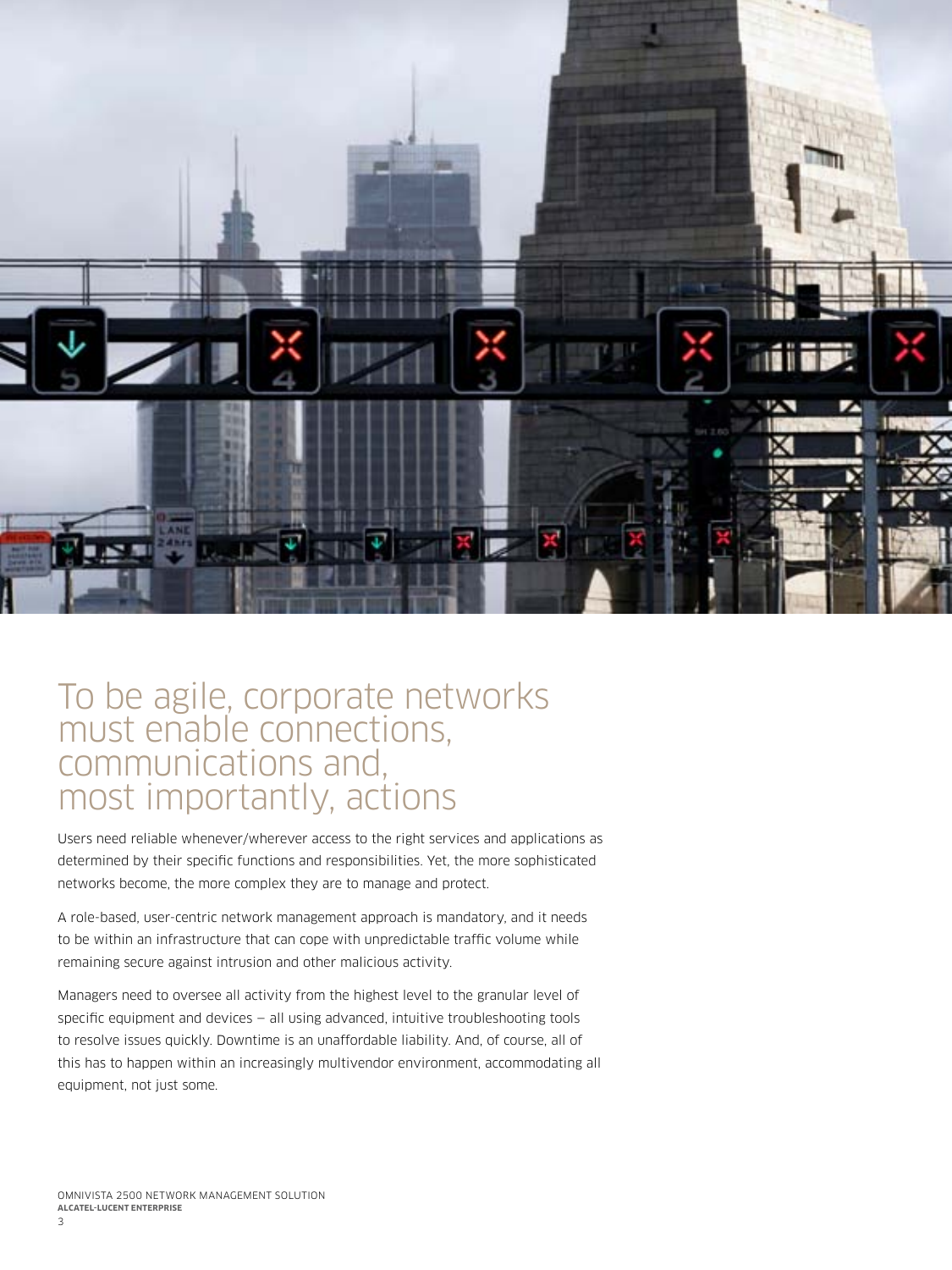# To be agile, corporate networks must enable connections, communications and, most importantly, actions

Users need reliable whenever/wherever access to the right services and applications as determined by their specific functions and responsibilities. Yet, the more sophisticated networks become, the more complex they are to manage and protect.

A role-based, user-centric network management approach is mandatory, and it needs to be within an infrastructure that can cope with unpredictable traffic volume while remaining secure against intrusion and other malicious activity.

Managers need to oversee all activity from the highest level to the granular level of specific equipment and devices — all using advanced, intuitive troubleshooting tools to resolve issues quickly. Downtime is an unaffordable liability. And, of course, all of this has to happen within an increasingly multivendor environment, accommodating all equipment, not just some.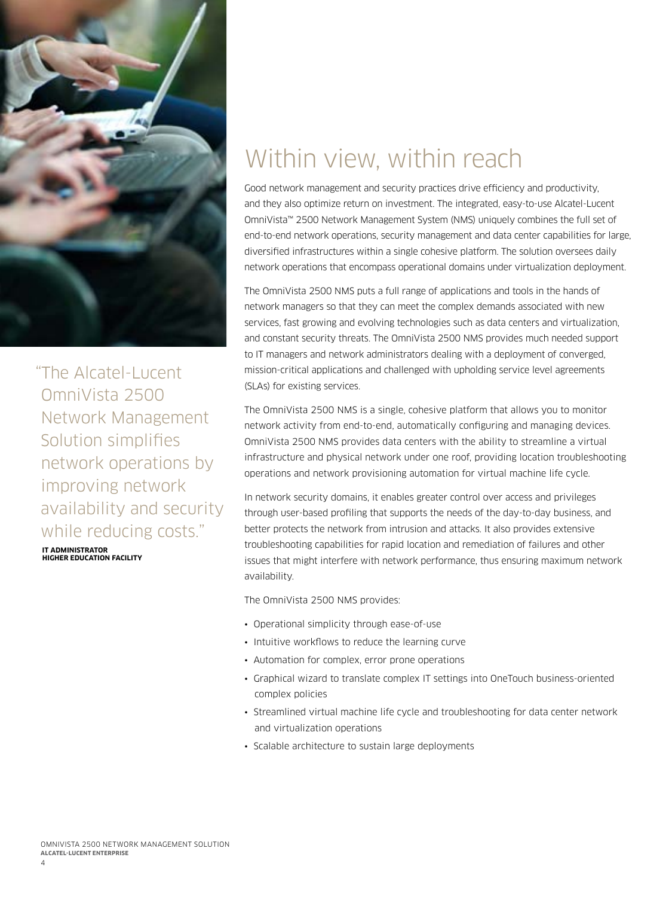> "The Alcatel-Lucent OmniVista 2500 Network Management Solution simplifies network operations by improving network availability and security while reducing costs."
>
> **IT ADMINISTRATOR**
> **HIGHER EDUCATION FACILITY**

# Within view, within reach

Good network management and security practices drive efficiency and productivity, and they also optimize return on investment. The integrated, easy-to-use Alcatel-Lucent OmniVista™ 2500 Network Management System (NMS) uniquely combines the full set of end-to-end network operations, security management and data center capabilities for large, diversified infrastructures within a single cohesive platform. The solution oversees daily network operations that encompass operational domains under virtualization deployment.

The OmniVista 2500 NMS puts a full range of applications and tools in the hands of network managers so that they can meet the complex demands associated with new services, fast growing and evolving technologies such as data centers and virtualization, and constant security threats. The OmniVista 2500 NMS provides much needed support to IT managers and network administrators dealing with a deployment of converged, mission-critical applications and challenged with upholding service level agreements (SLAs) for existing services.

The OmniVista 2500 NMS is a single, cohesive platform that allows you to monitor network activity from end-to-end, automatically configuring and managing devices. OmniVista 2500 NMS provides data centers with the ability to streamline a virtual infrastructure and physical network under one roof, providing location troubleshooting operations and network provisioning automation for virtual machine life cycle.

In network security domains, it enables greater control over access and privileges through user-based profiling that supports the needs of the day-to-day business, and better protects the network from intrusion and attacks. It also provides extensive troubleshooting capabilities for rapid location and remediation of failures and other issues that might interfere with network performance, thus ensuring maximum network availability.

The OmniVista 2500 NMS provides:

- Operational simplicity through ease-of-use
- Intuitive workflows to reduce the learning curve
- Automation for complex, error prone operations
- Graphical wizard to translate complex IT settings into OneTouch business-oriented complex policies
- Streamlined virtual machine life cycle and troubleshooting for data center network and virtualization operations
- Scalable architecture to sustain large deployments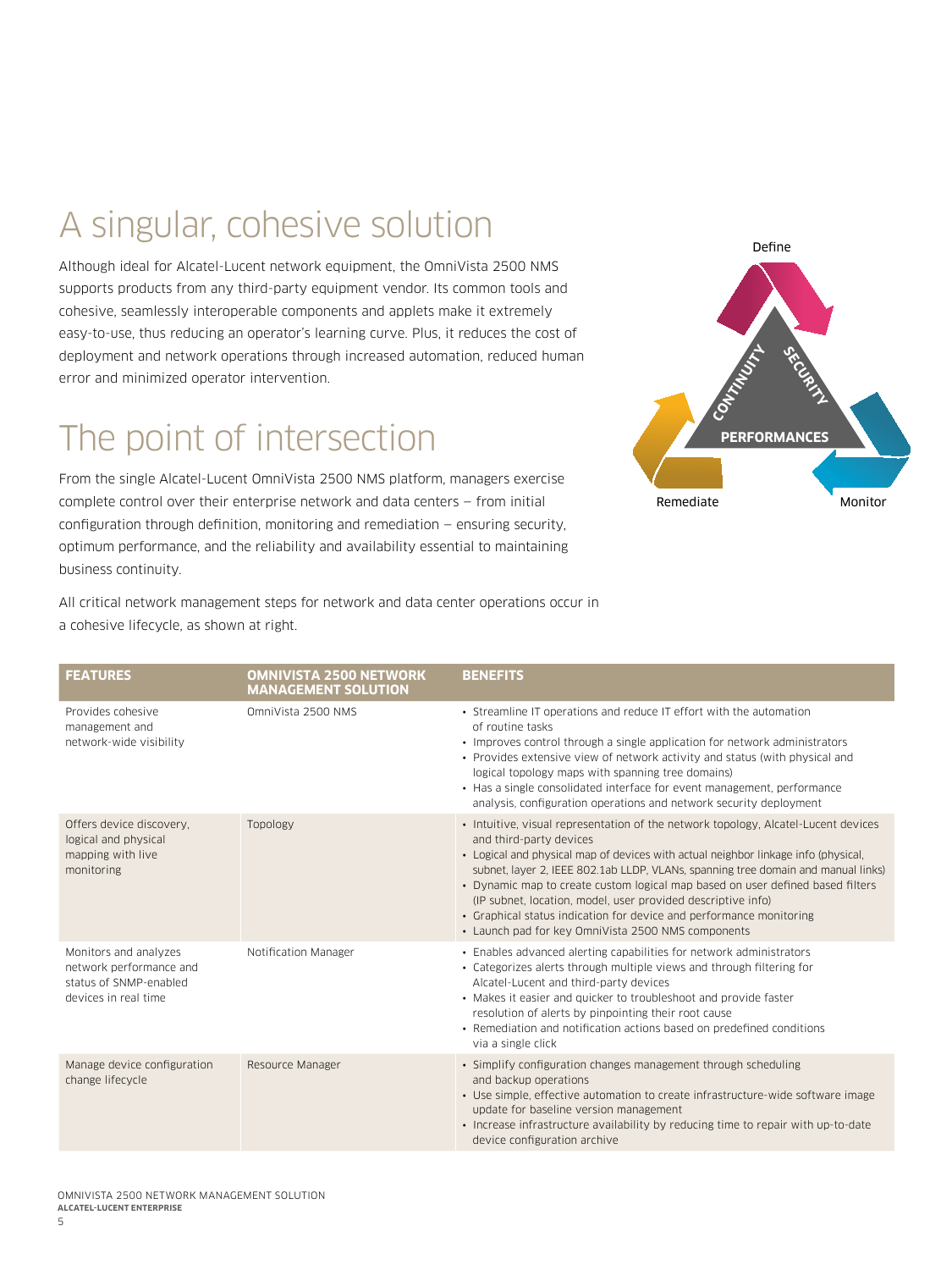# A singular, cohesive solution

Although ideal for Alcatel-Lucent network equipment, the OmniVista 2500 NMS supports products from any third-party equipment vendor. Its common tools and cohesive, seamlessly interoperable components and applets make it extremely easy-to-use, thus reducing an operator's learning curve. Plus, it reduces the cost of deployment and network operations through increased automation, reduced human error and minimized operator intervention.

# The point of intersection

From the single Alcatel-Lucent OmniVista 2500 NMS platform, managers exercise complete control over their enterprise network and data centers — from initial configuration through definition, monitoring and remediation — ensuring security, optimum performance, and the reliability and availability essential to maintaining business continuity.

All critical network management steps for network and data center operations occur in a cohesive lifecycle, as shown at right.

Define

CONTINUITY SECURITY PERFORMANCES

Remediate Monitor

| FEATURES | OMNIVISTA 2500 NETWORK MANAGEMENT SOLUTION | BENEFITS |
|---|---|---|
| Provides cohesive management and network-wide visibility | OmniVista 2500 NMS | • Streamline IT operations and reduce IT effort with the automation of routine tasks<br>• Improves control through a single application for network administrators<br>• Provides extensive view of network activity and status (with physical and logical topology maps with spanning tree domains)<br>• Has a single consolidated interface for event management, performance analysis, configuration operations and network security deployment |
| Offers device discovery, logical and physical mapping with live monitoring | Topology | • Intuitive, visual representation of the network topology, Alcatel-Lucent devices and third-party devices<br>• Logical and physical map of devices with actual neighbor linkage info (physical, subnet, layer 2, IEEE 802.1ab LLDP, VLANs, spanning tree domain and manual links)<br>• Dynamic map to create custom logical map based on user defined based filters (IP subnet, location, model, user provided descriptive info)<br>• Graphical status indication for device and performance monitoring<br>• Launch pad for key OmniVista 2500 NMS components |
| Monitors and analyzes network performance and status of SNMP-enabled devices in real time | Notification Manager | • Enables advanced alerting capabilities for network administrators<br>• Categorizes alerts through multiple views and through filtering for Alcatel-Lucent and third-party devices<br>• Makes it easier and quicker to troubleshoot and provide faster resolution of alerts by pinpointing their root cause<br>• Remediation and notification actions based on predefined conditions via a single click |
| Manage device configuration change lifecycle | Resource Manager | • Simplify configuration changes management through scheduling and backup operations<br>• Use simple, effective automation to create infrastructure-wide software image update for baseline version management<br>• Increase infrastructure availability by reducing time to repair with up-to-date device configuration archive |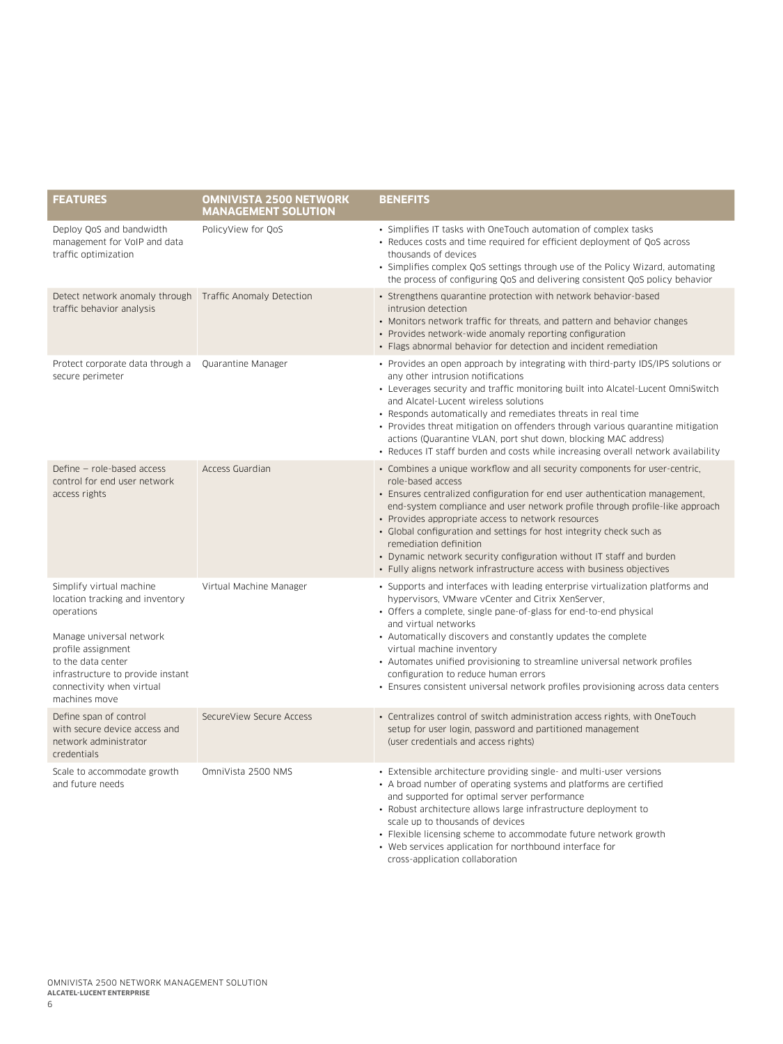| FEATURES | OMNIVISTA 2500 NETWORK MANAGEMENT SOLUTION | BENEFITS |
|---|---|---|
| Deploy QoS and bandwidth management for VoIP and data traffic optimization | PolicyView for QoS | • Simplifies IT tasks with OneTouch automation of complex tasks<br>• Reduces costs and time required for efficient deployment of QoS across thousands of devices<br>• Simplifies complex QoS settings through use of the Policy Wizard, automating the process of configuring QoS and delivering consistent QoS policy behavior |
| Detect network anomaly through traffic behavior analysis | Traffic Anomaly Detection | • Strengthens quarantine protection with network behavior-based intrusion detection<br>• Monitors network traffic for threats, and pattern and behavior changes<br>• Provides network-wide anomaly reporting configuration<br>• Flags abnormal behavior for detection and incident remediation |
| Protect corporate data through a secure perimeter | Quarantine Manager | • Provides an open approach by integrating with third-party IDS/IPS solutions or any other intrusion notifications<br>• Leverages security and traffic monitoring built into Alcatel-Lucent OmniSwitch and Alcatel-Lucent wireless solutions<br>• Responds automatically and remediates threats in real time<br>• Provides threat mitigation on offenders through various quarantine mitigation actions (Quarantine VLAN, port shut down, blocking MAC address)<br>• Reduces IT staff burden and costs while increasing overall network availability |
| Define – role-based access control for end user network access rights | Access Guardian | • Combines a unique workflow and all security components for user-centric, role-based access<br>• Ensures centralized configuration for end user authentication management, end-system compliance and user network profile through profile-like approach<br>• Provides appropriate access to network resources<br>• Global configuration and settings for host integrity check such as remediation definition<br>• Dynamic network security configuration without IT staff and burden<br>• Fully aligns network infrastructure access with business objectives |
| Simplify virtual machine location tracking and inventory operations<br><br>Manage universal network profile assignment to the data center infrastructure to provide instant connectivity when virtual machines move | Virtual Machine Manager | • Supports and interfaces with leading enterprise virtualization platforms and hypervisors, VMware vCenter and Citrix XenServer,<br>• Offers a complete, single pane-of-glass for end-to-end physical and virtual networks<br>• Automatically discovers and constantly updates the complete virtual machine inventory<br>• Automates unified provisioning to streamline universal network profiles configuration to reduce human errors<br>• Ensures consistent universal network profiles provisioning across data centers |
| Define span of control with secure device access and network administrator credentials | SecureView Secure Access | • Centralizes control of switch administration access rights, with OneTouch setup for user login, password and partitioned management (user credentials and access rights) |
| Scale to accommodate growth and future needs | OmniVista 2500 NMS | • Extensible architecture providing single- and multi-user versions<br>• A broad number of operating systems and platforms are certified and supported for optimal server performance<br>• Robust architecture allows large infrastructure deployment to scale up to thousands of devices<br>• Flexible licensing scheme to accommodate future network growth<br>• Web services application for northbound interface for cross-application collaboration |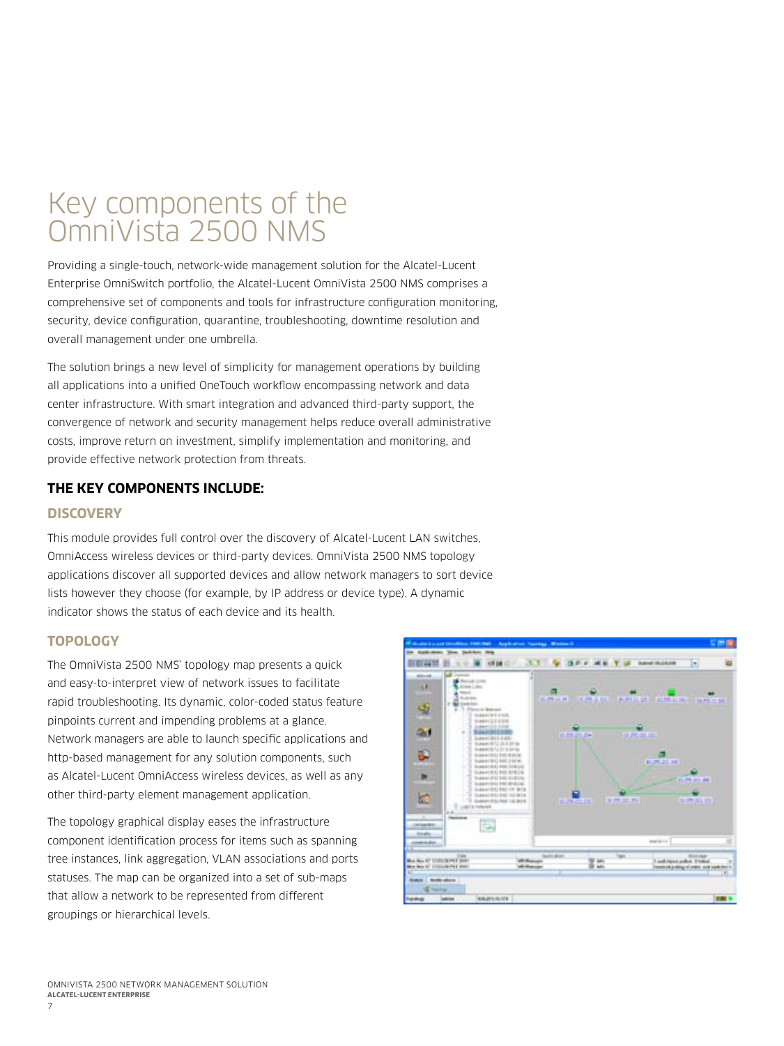# Key components of the OmniVista 2500 NMS

Providing a single-touch, network-wide management solution for the Alcatel-Lucent Enterprise OmniSwitch portfolio, the Alcatel-Lucent OmniVista 2500 NMS comprises a comprehensive set of components and tools for infrastructure configuration monitoring, security, device configuration, quarantine, troubleshooting, downtime resolution and overall management under one umbrella.

The solution brings a new level of simplicity for management operations by building all applications into a unified OneTouch workflow encompassing network and data center infrastructure. With smart integration and advanced third-party support, the convergence of network and security management helps reduce overall administrative costs, improve return on investment, simplify implementation and monitoring, and provide effective network protection from threats.

## THE KEY COMPONENTS INCLUDE:

### DISCOVERY

This module provides full control over the discovery of Alcatel-Lucent LAN switches, OmniAccess wireless devices or third-party devices. OmniVista 2500 NMS topology applications discover all supported devices and allow network managers to sort device lists however they choose (for example, by IP address or device type). A dynamic indicator shows the status of each device and its health.

### TOPOLOGY

The OmniVista 2500 NMS' topology map presents a quick and easy-to-interpret view of network issues to facilitate rapid troubleshooting. Its dynamic, color-coded status feature pinpoints current and impending problems at a glance. Network managers are able to launch specific applications and http-based management for any solution components, such as Alcatel-Lucent OmniAccess wireless devices, as well as any other third-party element management application.

The topology graphical display eases the infrastructure component identification process for items such as spanning tree instances, link aggregation, VLAN associations and ports statuses. The map can be organized into a set of sub-maps that allow a network to be represented from different groupings or hierarchical levels.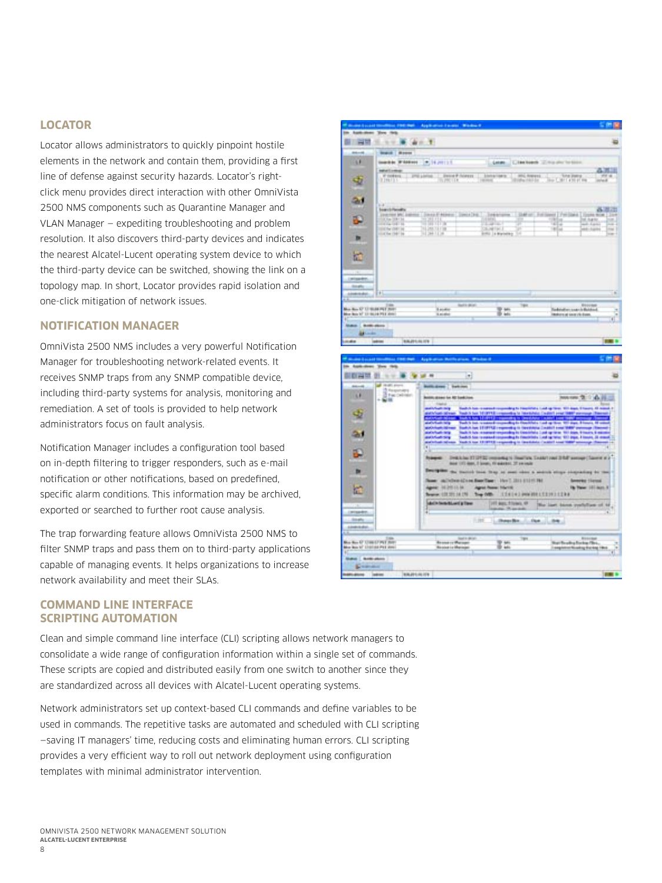## LOCATOR

Locator allows administrators to quickly pinpoint hostile elements in the network and contain them, providing a first line of defense against security hazards. Locator's right-click menu provides direct interaction with other OmniVista 2500 NMS components such as Quarantine Manager and VLAN Manager — expediting troubleshooting and problem resolution. It also discovers third-party devices and indicates the nearest Alcatel-Lucent operating system device to which the third-party device can be switched, showing the link on a topology map. In short, Locator provides rapid isolation and one-click mitigation of network issues.

## NOTIFICATION MANAGER

OmniVista 2500 NMS includes a very powerful Notification Manager for troubleshooting network-related events. It receives SNMP traps from any SNMP compatible device, including third-party systems for analysis, monitoring and remediation. A set of tools is provided to help network administrators focus on fault analysis.

Notification Manager includes a configuration tool based on in-depth filtering to trigger responders, such as e-mail notification or other notifications, based on predefined, specific alarm conditions. This information may be archived, exported or searched to further root cause analysis.

The trap forwarding feature allows OmniVista 2500 NMS to filter SNMP traps and pass them on to third-party applications capable of managing events. It helps organizations to increase network availability and meet their SLAs.

## COMMAND LINE INTERFACE SCRIPTING AUTOMATION

Clean and simple command line interface (CLI) scripting allows network managers to consolidate a wide range of configuration information within a single set of commands. These scripts are copied and distributed easily from one switch to another since they are standardized across all devices with Alcatel-Lucent operating systems.

Network administrators set up context-based CLI commands and define variables to be used in commands. The repetitive tasks are automated and scheduled with CLI scripting —saving IT managers' time, reducing costs and eliminating human errors. CLI scripting provides a very efficient way to roll out network deployment using configuration templates with minimal administrator intervention.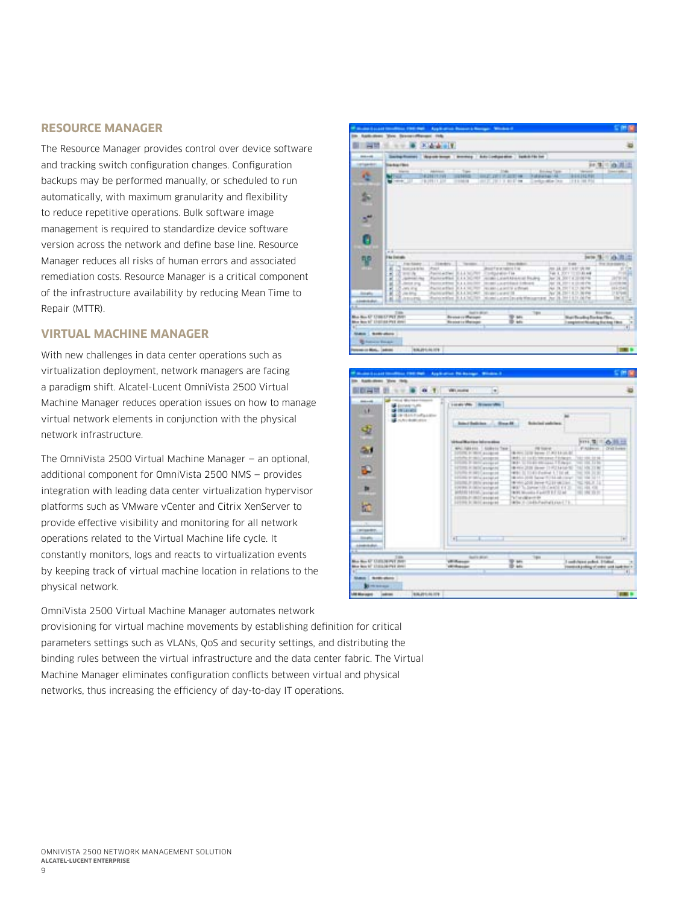## RESOURCE MANAGER

The Resource Manager provides control over device software and tracking switch configuration changes. Configuration backups may be performed manually, or scheduled to run automatically, with maximum granularity and flexibility to reduce repetitive operations. Bulk software image management is required to standardize device software version across the network and define base line. Resource Manager reduces all risks of human errors and associated remediation costs. Resource Manager is a critical component of the infrastructure availability by reducing Mean Time to Repair (MTTR).

## VIRTUAL MACHINE MANAGER

With new challenges in data center operations such as virtualization deployment, network managers are facing a paradigm shift. Alcatel-Lucent OmniVista 2500 Virtual Machine Manager reduces operation issues on how to manage virtual network elements in conjunction with the physical network infrastructure.

The OmniVista 2500 Virtual Machine Manager — an optional, additional component for OmniVista 2500 NMS — provides integration with leading data center virtualization hypervisor platforms such as VMware vCenter and Citrix XenServer to provide effective visibility and monitoring for all network operations related to the Virtual Machine life cycle. It constantly monitors, logs and reacts to virtualization events by keeping track of virtual machine location in relations to the physical network.

OmniVista 2500 Virtual Machine Manager automates network provisioning for virtual machine movements by establishing definition for critical parameters settings such as VLANs, QoS and security settings, and distributing the binding rules between the virtual infrastructure and the data center fabric. The Virtual Machine Manager eliminates configuration conflicts between virtual and physical networks, thus increasing the efficiency of day-to-day IT operations.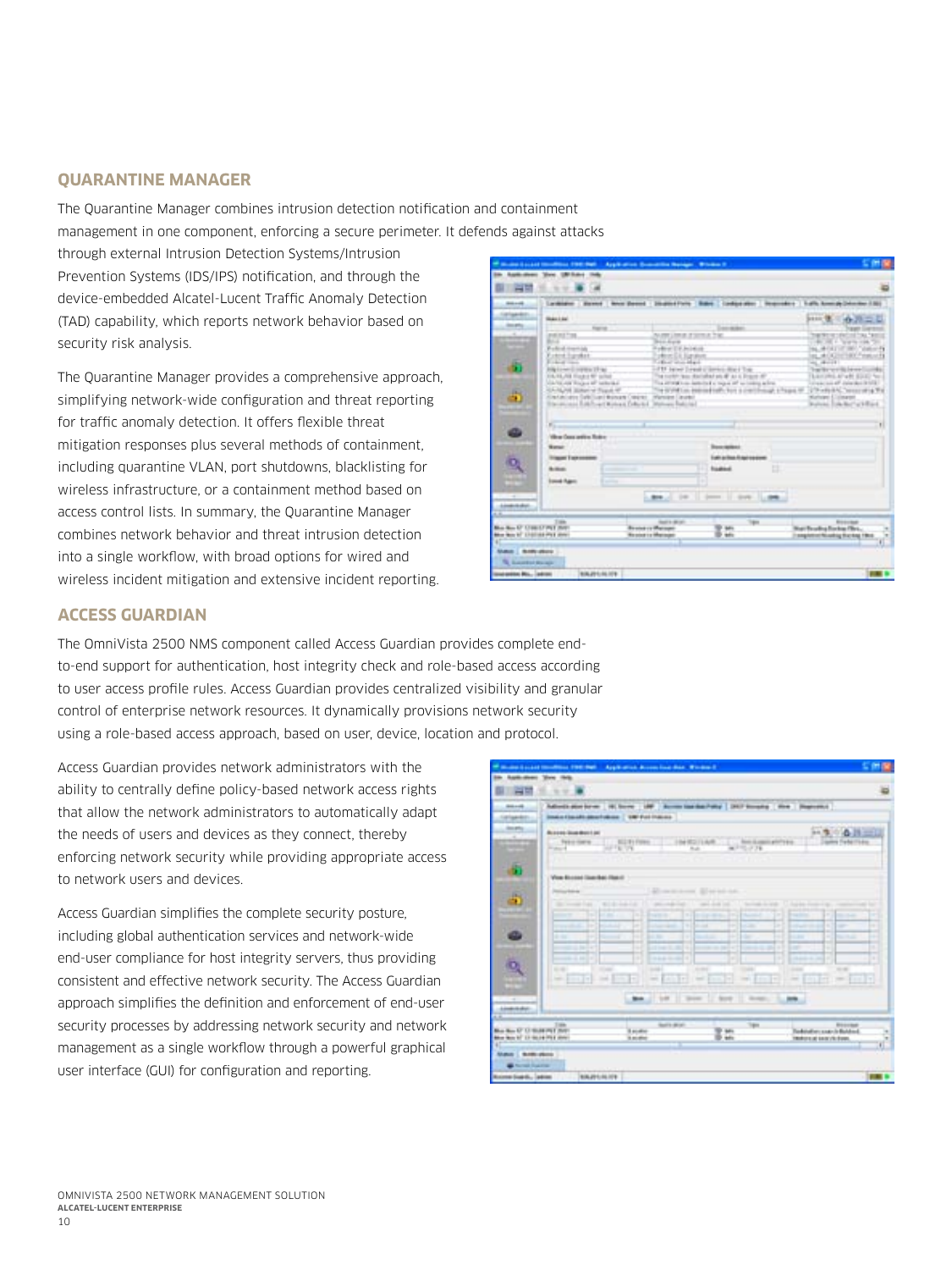## QUARANTINE MANAGER

The Quarantine Manager combines intrusion detection notification and containment management in one component, enforcing a secure perimeter. It defends against attacks through external Intrusion Detection Systems/Intrusion Prevention Systems (IDS/IPS) notification, and through the device-embedded Alcatel-Lucent Traffic Anomaly Detection (TAD) capability, which reports network behavior based on security risk analysis.

The Quarantine Manager provides a comprehensive approach, simplifying network-wide configuration and threat reporting for traffic anomaly detection. It offers flexible threat mitigation responses plus several methods of containment, including quarantine VLAN, port shutdowns, blacklisting for wireless infrastructure, or a containment method based on access control lists. In summary, the Quarantine Manager combines network behavior and threat intrusion detection into a single workflow, with broad options for wired and wireless incident mitigation and extensive incident reporting.

## ACCESS GUARDIAN

The OmniVista 2500 NMS component called Access Guardian provides complete end-to-end support for authentication, host integrity check and role-based access according to user access profile rules. Access Guardian provides centralized visibility and granular control of enterprise network resources. It dynamically provisions network security using a role-based access approach, based on user, device, location and protocol.

Access Guardian provides network administrators with the ability to centrally define policy-based network access rights that allow the network administrators to automatically adapt the needs of users and devices as they connect, thereby enforcing network security while providing appropriate access to network users and devices.

Access Guardian simplifies the complete security posture, including global authentication services and network-wide end-user compliance for host integrity servers, thus providing consistent and effective network security. The Access Guardian approach simplifies the definition and enforcement of end-user security processes by addressing network security and network management as a single workflow through a powerful graphical user interface (GUI) for configuration and reporting.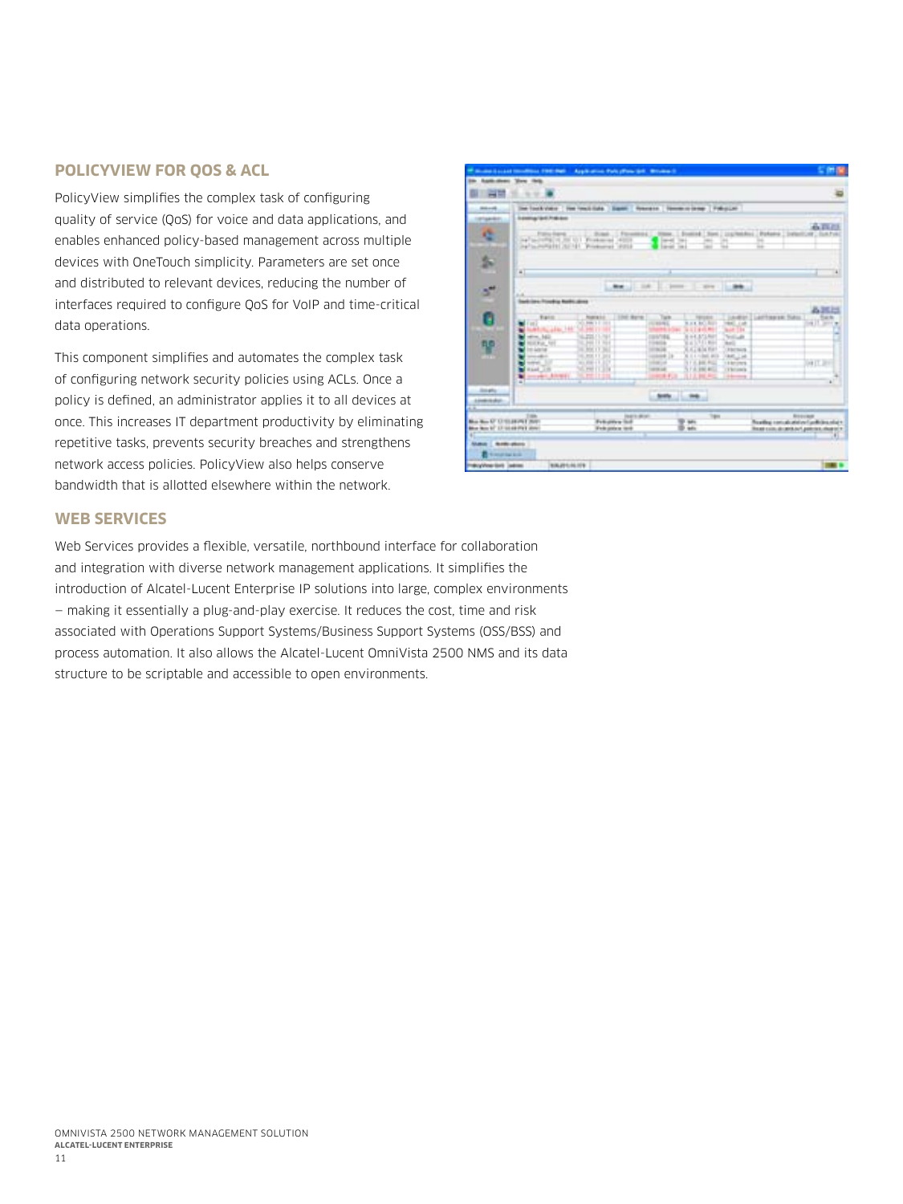## POLICYVIEW FOR QOS & ACL

PolicyView simplifies the complex task of configuring quality of service (QoS) for voice and data applications, and enables enhanced policy-based management across multiple devices with OneTouch simplicity. Parameters are set once and distributed to relevant devices, reducing the number of interfaces required to configure QoS for VoIP and time-critical data operations.

This component simplifies and automates the complex task of configuring network security policies using ACLs. Once a policy is defined, an administrator applies it to all devices at once. This increases IT department productivity by eliminating repetitive tasks, prevents security breaches and strengthens network access policies. PolicyView also helps conserve bandwidth that is allotted elsewhere within the network.

## WEB SERVICES

Web Services provides a flexible, versatile, northbound interface for collaboration and integration with diverse network management applications. It simplifies the introduction of Alcatel-Lucent Enterprise IP solutions into large, complex environments – making it essentially a plug-and-play exercise. It reduces the cost, time and risk associated with Operations Support Systems/Business Support Systems (OSS/BSS) and process automation. It also allows the Alcatel-Lucent OmniVista 2500 NMS and its data structure to be scriptable and accessible to open environments.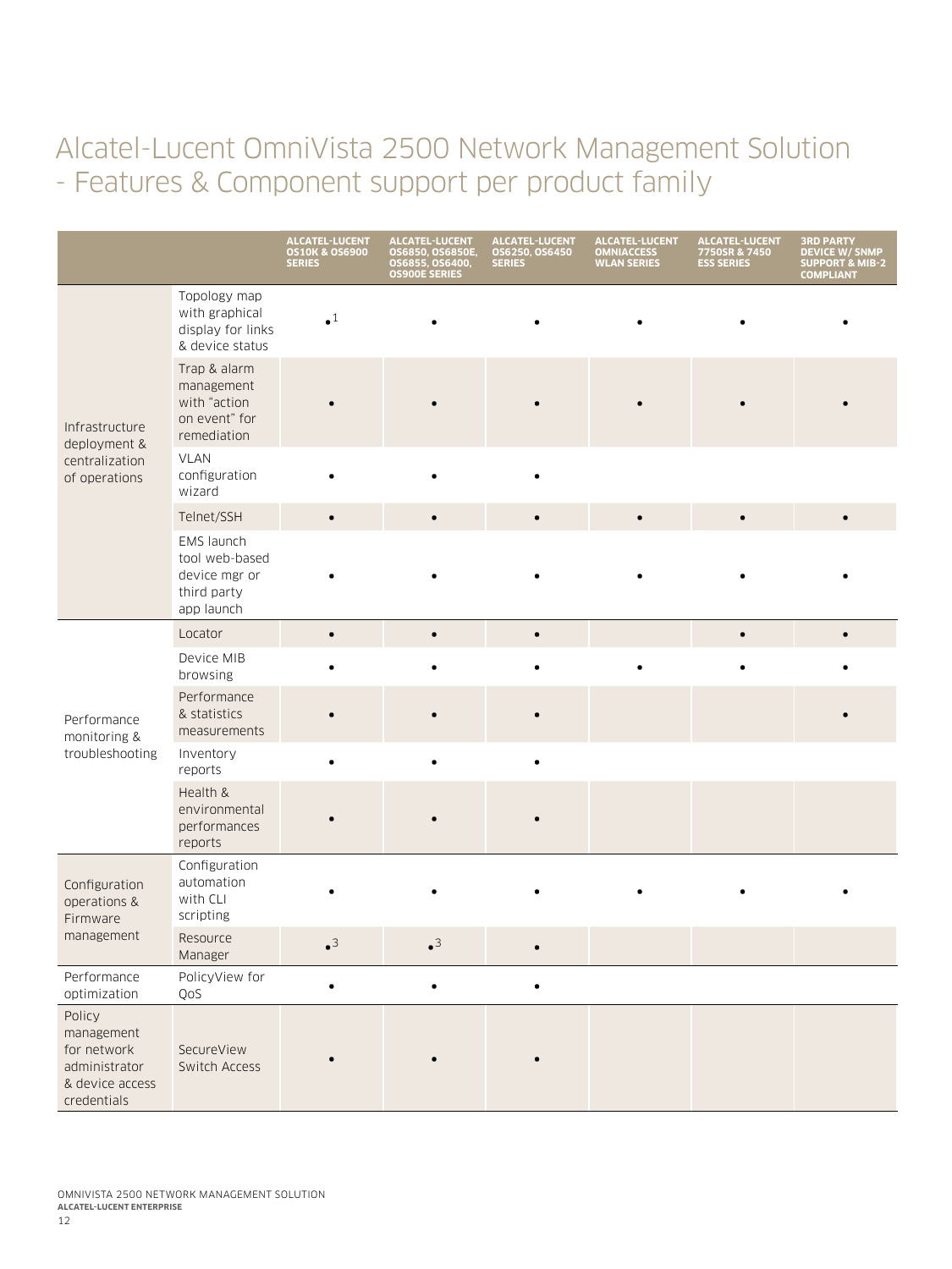# Alcatel-Lucent OmniVista 2500 Network Management Solution - Features & Component support per product family

| | | ALCATEL-LUCENT OS10K & OS6900 SERIES | ALCATEL-LUCENT OS6850, OS6850E, OS6855, OS6400, OS900E SERIES | ALCATEL-LUCENT OS6250, OS6450 SERIES | ALCATEL-LUCENT OMNIACCESS WLAN SERIES | ALCATEL-LUCENT 7750SR & 7450 ESS SERIES | 3RD PARTY DEVICE W/ SNMP SUPPORT & MIB-2 COMPLIANT |
|---|---|---|---|---|---|---|---|
| Infrastructure deployment & centralization of operations | Topology map with graphical display for links & device status | •[1] | • | • | • | • | • |
| | Trap & alarm management with "action on event" for remediation | • | • | • | • | • | • |
| | VLAN configuration wizard | • | • | • | | | |
| | Telnet/SSH | • | • | • | • | • | • |
| | EMS launch tool web-based device mgr or third party app launch | • | • | • | • | • | • |
| Performance monitoring & troubleshooting | Locator | • | • | • | | • | • |
| | Device MIB browsing | • | • | • | • | • | • |
| | Performance & statistics measurements | • | • | • | | | • |
| | Inventory reports | • | • | • | | | |
| | Health & environmental performances reports | • | • | • | | | |
| Configuration operations & Firmware management | Configuration automation with CLI scripting | • | • | • | • | • | • |
| | Resource Manager | •[3] | •[3] | • | | | |
| Performance optimization | PolicyView for QoS | • | • | • | | | |
| Policy management for network administrator & device access credentials | SecureView Switch Access | • | • | • | | | |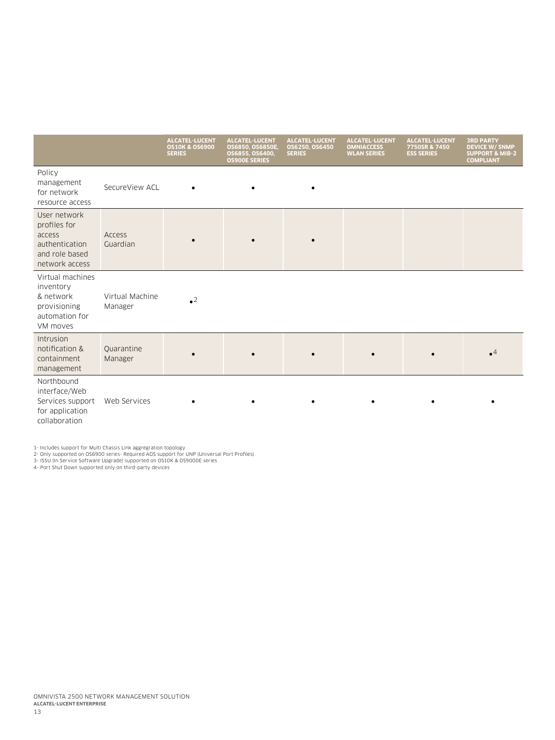| | | ALCATEL-LUCENT OS10K & OS6900 SERIES | ALCATEL-LUCENT OS6850, OS6850E, OS6855, OS6400, OS900E SERIES | ALCATEL-LUCENT OS6250, OS6450 SERIES | ALCATEL-LUCENT OMNIACCESS WLAN SERIES | ALCATEL-LUCENT 7750SR & 7450 ESS SERIES | 3RD PARTY DEVICE W/ SNMP SUPPORT & MIB-2 COMPLIANT |
|---|---|---|---|---|---|---|---|
| Policy management for network resource access | SecureView ACL | • | • | • | | | |
| User network profiles for access authentication and role based network access | Access Guardian | • | • | • | | | |
| Virtual machines inventory & network provisioning automation for VM moves | Virtual Machine Manager | •[2] | | | | | |
| Intrusion notification & containment management | Quarantine Manager | • | • | • | • | • | •[4] |
| Northbound interface/Web Services support for application collaboration | Web Services | • | • | • | • | • | • |

1- Includes support for Multi Chassis Link aggregration topology
2- Only supported on OS6900 series- Required AOS support for UNP (Universal Port Profiles)
3- ISSU (In Service Software Upgrade) supported on OS10K & OS9000E series
4- Port Shut Down supported only on third-party devices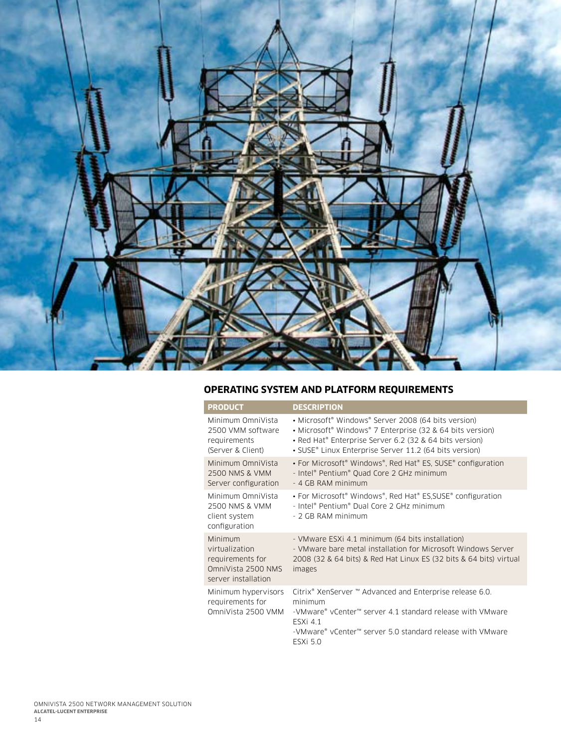## OPERATING SYSTEM AND PLATFORM REQUIREMENTS

| PRODUCT | DESCRIPTION |
| --- | --- |
| Minimum OmniVista 2500 VMM software requirements (Server & Client) | • Microsoft® Windows® Server 2008 (64 bits version)<br>• Microsoft® Windows® 7 Enterprise (32 & 64 bits version)<br>• Red Hat® Enterprise Server 6.2 (32 & 64 bits version)<br>• SUSE® Linux Enterprise Server 11.2 (64 bits version) |
| Minimum OmniVista 2500 NMS & VMM Server configuration | • For Microsoft® Windows®, Red Hat® ES, SUSE® configuration<br>- Intel® Pentium® Quad Core 2 GHz minimum<br>- 4 GB RAM minimum |
| Minimum OmniVista 2500 NMS & VMM client system configuration | • For Microsoft® Windows®, Red Hat® ES,SUSE® configuration<br>- Intel® Pentium® Dual Core 2 GHz minimum<br>- 2 GB RAM minimum |
| Minimum virtualization requirements for OmniVista 2500 NMS server installation | - VMware ESXi 4.1 minimum (64 bits installation)<br>- VMware bare metal installation for Microsoft Windows Server 2008 (32 & 64 bits) & Red Hat Linux ES (32 bits & 64 bits) virtual images |
| Minimum hypervisors requirements for OmniVista 2500 VMM | Citrix® XenServer ™ Advanced and Enterprise release 6.0. minimum<br>-VMware® vCenter™ server 4.1 standard release with VMware ESXi 4.1<br>-VMware® vCenter™ server 5.0 standard release with VMware ESXi 5.0 |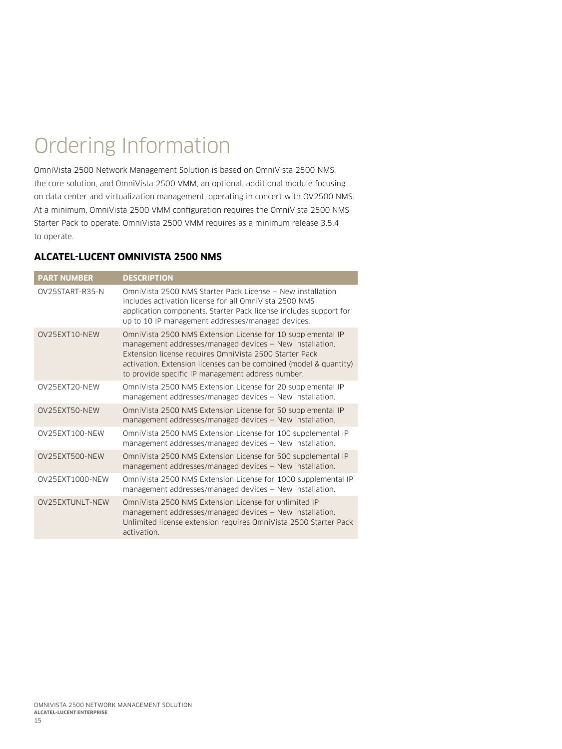# Ordering Information

OmniVista 2500 Network Management Solution is based on OmniVista 2500 NMS, the core solution, and OmniVista 2500 VMM, an optional, additional module focusing on data center and virtualization management, operating in concert with OV2500 NMS. At a minimum, OmniVista 2500 VMM configuration requires the OmniVista 2500 NMS Starter Pack to operate. OmniVista 2500 VMM requires as a minimum release 3.5.4 to operate.

### ALCATEL-LUCENT OMNIVISTA 2500 NMS

| PART NUMBER | DESCRIPTION |
| --- | --- |
| OV25START-R35-N | OmniVista 2500 NMS Starter Pack License – New installation includes activation license for all OmniVista 2500 NMS application components. Starter Pack license includes support for up to 10 IP management addresses/managed devices. |
| OV25EXT10-NEW | OmniVista 2500 NMS Extension License for 10 supplemental IP management addresses/managed devices – New installation. Extension license requires OmniVista 2500 Starter Pack activation. Extension licenses can be combined (model & quantity) to provide specific IP management address number. |
| OV25EXT20-NEW | OmniVista 2500 NMS Extension License for 20 supplemental IP management addresses/managed devices – New installation. |
| OV25EXT50-NEW | OmniVista 2500 NMS Extension License for 50 supplemental IP management addresses/managed devices – New installation. |
| OV25EXT100-NEW | OmniVista 2500 NMS Extension License for 100 supplemental IP management addresses/managed devices – New installation. |
| OV25EXT500-NEW | OmniVista 2500 NMS Extension License for 500 supplemental IP management addresses/managed devices – New installation. |
| OV25EXT1000-NEW | OmniVista 2500 NMS Extension License for 1000 supplemental IP management addresses/managed devices – New installation. |
| OV25EXTUNLT-NEW | OmniVista 2500 NMS Extension License for unlimited IP management addresses/managed devices – New installation. Unlimited license extension requires OmniVista 2500 Starter Pack activation. |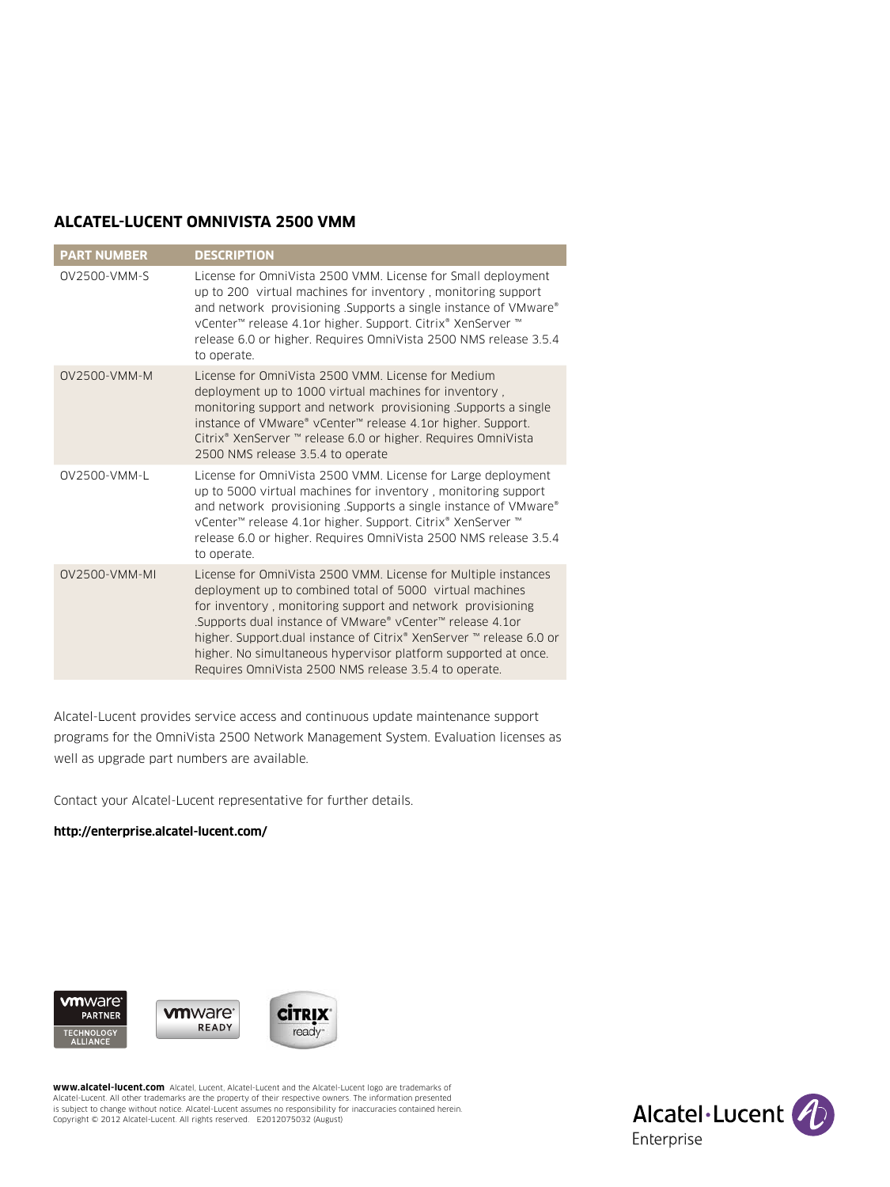## ALCATEL-LUCENT OMNIVISTA 2500 VMM

| PART NUMBER | DESCRIPTION |
|---|---|
| OV2500-VMM-S | License for OmniVista 2500 VMM. License for Small deployment up to 200 virtual machines for inventory , monitoring support and network provisioning .Supports a single instance of VMware® vCenter™ release 4.1or higher. Support. Citrix® XenServer ™ release 6.0 or higher. Requires OmniVista 2500 NMS release 3.5.4 to operate. |
| OV2500-VMM-M | License for OmniVista 2500 VMM. License for Medium deployment up to 1000 virtual machines for inventory , monitoring support and network provisioning .Supports a single instance of VMware® vCenter™ release 4.1or higher. Support. Citrix® XenServer ™ release 6.0 or higher. Requires OmniVista 2500 NMS release 3.5.4 to operate |
| OV2500-VMM-L | License for OmniVista 2500 VMM. License for Large deployment up to 5000 virtual machines for inventory , monitoring support and network provisioning .Supports a single instance of VMware® vCenter™ release 4.1or higher. Support. Citrix® XenServer ™ release 6.0 or higher. Requires OmniVista 2500 NMS release 3.5.4 to operate. |
| OV2500-VMM-MI | License for OmniVista 2500 VMM. License for Multiple instances deployment up to combined total of 5000 virtual machines for inventory , monitoring support and network provisioning .Supports dual instance of VMware® vCenter™ release 4.1or higher. Support.dual instance of Citrix® XenServer ™ release 6.0 or higher. No simultaneous hypervisor platform supported at once. Requires OmniVista 2500 NMS release 3.5.4 to operate. |

Alcatel-Lucent provides service access and continuous update maintenance support programs for the OmniVista 2500 Network Management System. Evaluation licenses as well as upgrade part numbers are available.

Contact your Alcatel-Lucent representative for further details.

**http://enterprise.alcatel-lucent.com/**

**www.alcatel-lucent.com** Alcatel, Lucent, Alcatel-Lucent and the Alcatel-Lucent logo are trademarks of Alcatel-Lucent. All other trademarks are the property of their respective owners. The information presented is subject to change without notice. Alcatel-Lucent assumes no responsibility for inaccuracies contained herein. Copyright © 2012 Alcatel-Lucent. All rights reserved. E2012075032 (August)